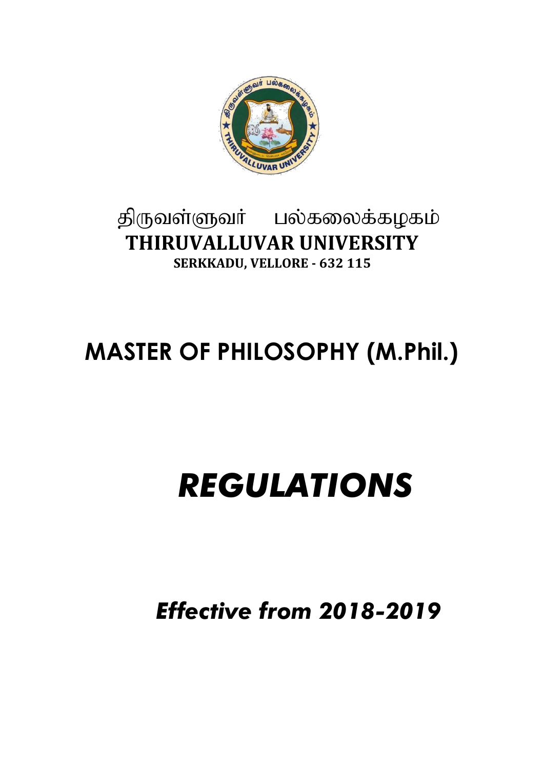திருவள்ளுவர் பல்கலைக்கழகம்

**THIRUVALLUVAR UNIVERSITY**

**SERKKADU, VELLORE - 632 115**

# MASTER OF PHILOSOPHY (M.Phil.)

# *REGULATIONS*

## *Effective from 2018-2019*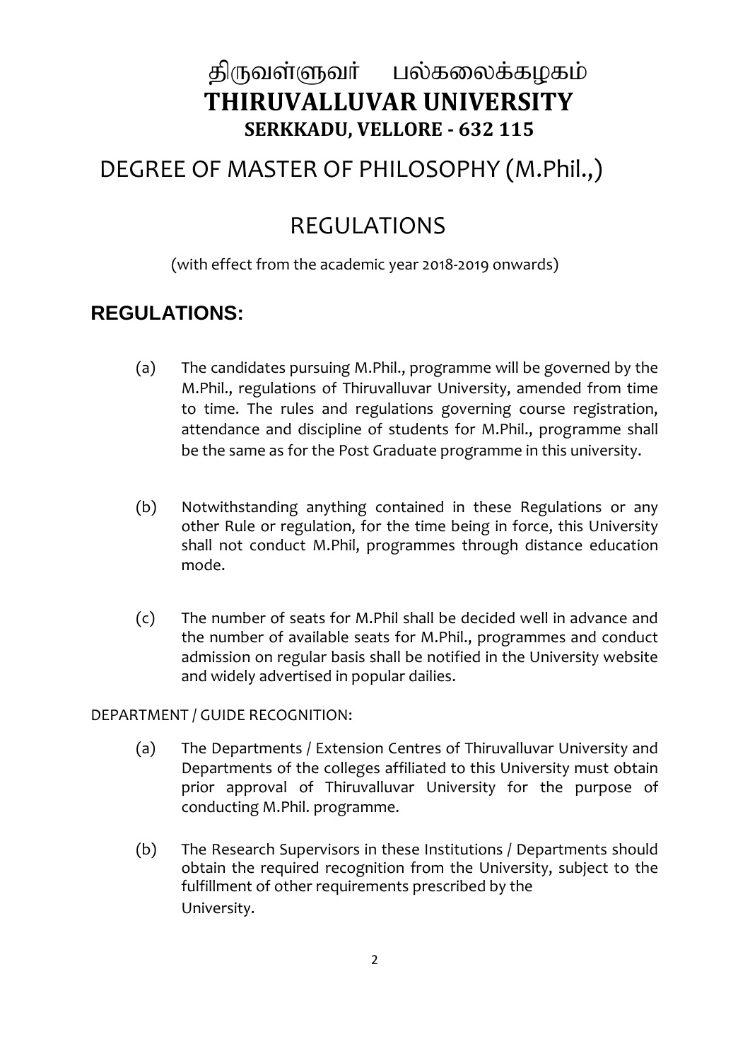# திருவள்ளுவர் பல்கலைக்கழகம்
# THIRUVALLUVAR UNIVERSITY
## SERKKADU, VELLORE - 632 115

# DEGREE OF MASTER OF PHILOSOPHY (M.Phil.,)

# REGULATIONS

(with effect from the academic year 2018-2019 onwards)

## REGULATIONS:

(a) The candidates pursuing M.Phil., programme will be governed by the M.Phil., regulations of Thiruvalluvar University, amended from time to time. The rules and regulations governing course registration, attendance and discipline of students for M.Phil., programme shall be the same as for the Post Graduate programme in this university.

(b) Notwithstanding anything contained in these Regulations or any other Rule or regulation, for the time being in force, this University shall not conduct M.Phil, programmes through distance education mode.

(c) The number of seats for M.Phil shall be decided well in advance and the number of available seats for M.Phil., programmes and conduct admission on regular basis shall be notified in the University website and widely advertised in popular dailies.

DEPARTMENT / GUIDE RECOGNITION:

(a) The Departments / Extension Centres of Thiruvalluvar University and Departments of the colleges affiliated to this University must obtain prior approval of Thiruvalluvar University for the purpose of conducting M.Phil. programme.

(b) The Research Supervisors in these Institutions / Departments should obtain the required recognition from the University, subject to the fulfillment of other requirements prescribed by the University.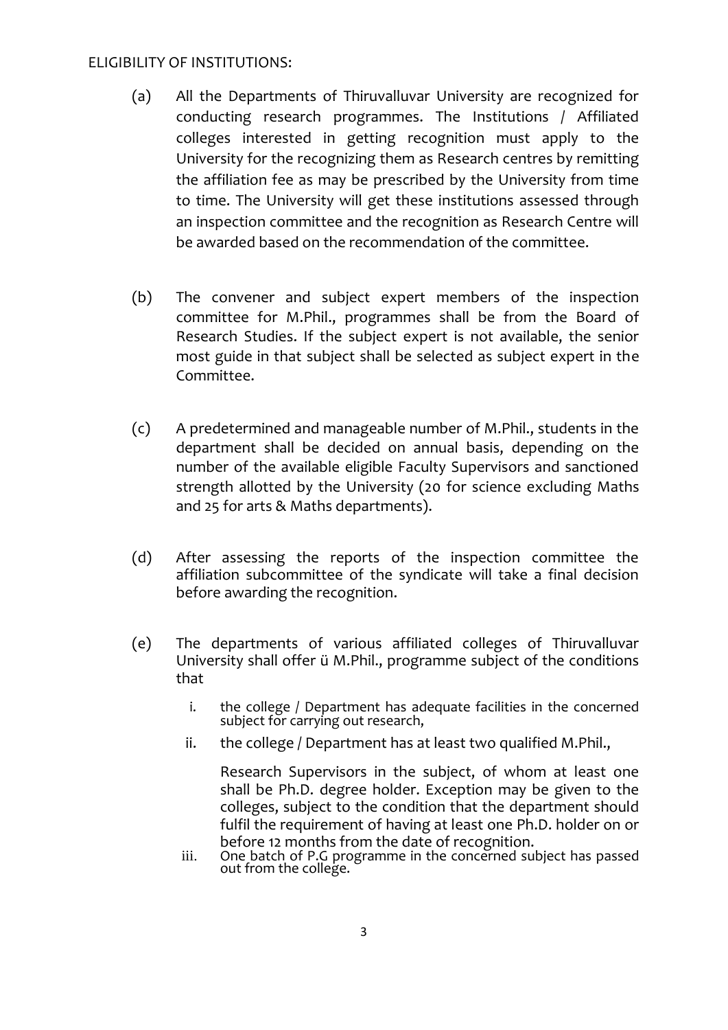ELIGIBILITY OF INSTITUTIONS:

(a) All the Departments of Thiruvalluvar University are recognized for conducting research programmes. The Institutions / Affiliated colleges interested in getting recognition must apply to the University for the recognizing them as Research centres by remitting the affiliation fee as may be prescribed by the University from time to time. The University will get these institutions assessed through an inspection committee and the recognition as Research Centre will be awarded based on the recommendation of the committee.

(b) The convener and subject expert members of the inspection committee for M.Phil., programmes shall be from the Board of Research Studies. If the subject expert is not available, the senior most guide in that subject shall be selected as subject expert in the Committee.

(c) A predetermined and manageable number of M.Phil., students in the department shall be decided on annual basis, depending on the number of the available eligible Faculty Supervisors and sanctioned strength allotted by the University (20 for science excluding Maths and 25 for arts & Maths departments).

(d) After assessing the reports of the inspection committee the affiliation subcommittee of the syndicate will take a final decision before awarding the recognition.

(e) The departments of various affiliated colleges of Thiruvalluvar University shall offer ü M.Phil., programme subject of the conditions that

   i. the college / Department has adequate facilities in the concerned subject for carrying out research,
   ii. the college / Department has at least two qualified M.Phil.,

      Research Supervisors in the subject, of whom at least one shall be Ph.D. degree holder. Exception may be given to the colleges, subject to the condition that the department should fulfil the requirement of having at least one Ph.D. holder on or before 12 months from the date of recognition.
   iii. One batch of P.G programme in the concerned subject has passed out from the college.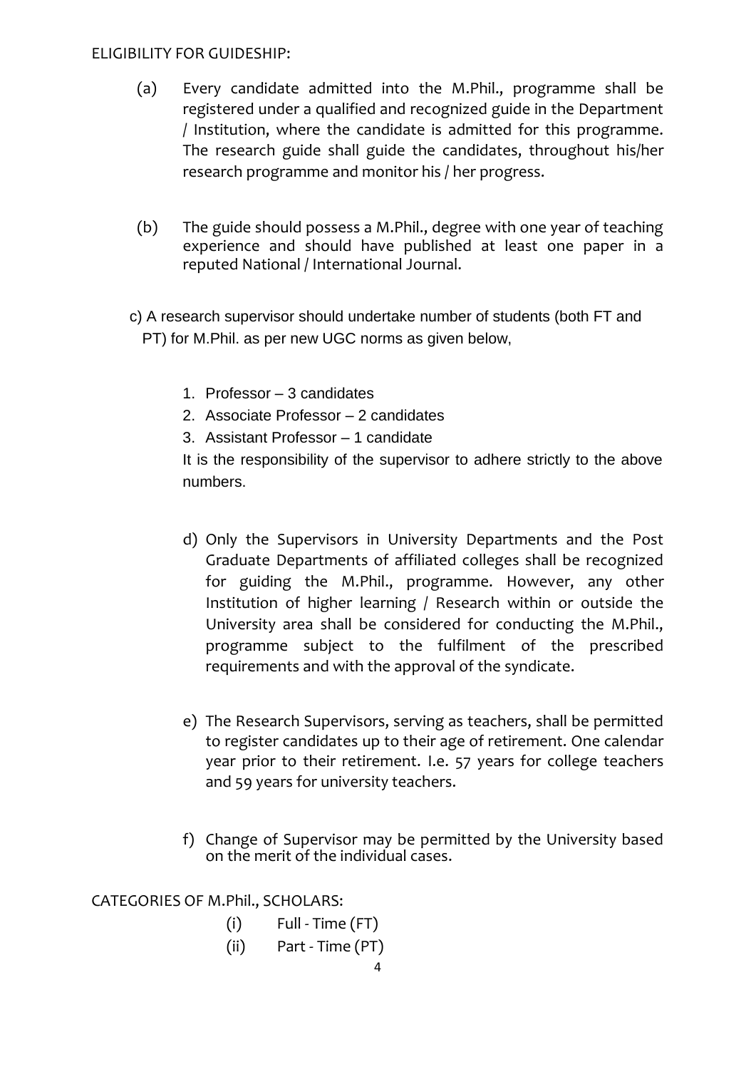ELIGIBILITY FOR GUIDESHIP:

(a) Every candidate admitted into the M.Phil., programme shall be registered under a qualified and recognized guide in the Department / Institution, where the candidate is admitted for this programme. The research guide shall guide the candidates, throughout his/her research programme and monitor his / her progress.

(b) The guide should possess a M.Phil., degree with one year of teaching experience and should have published at least one paper in a reputed National / International Journal.

c) A research supervisor should undertake number of students (both FT and PT) for M.Phil. as per new UGC norms as given below,

1. Professor – 3 candidates
2. Associate Professor – 2 candidates
3. Assistant Professor – 1 candidate

It is the responsibility of the supervisor to adhere strictly to the above numbers.

d) Only the Supervisors in University Departments and the Post Graduate Departments of affiliated colleges shall be recognized for guiding the M.Phil., programme. However, any other Institution of higher learning / Research within or outside the University area shall be considered for conducting the M.Phil., programme subject to the fulfilment of the prescribed requirements and with the approval of the syndicate.

e) The Research Supervisors, serving as teachers, shall be permitted to register candidates up to their age of retirement. One calendar year prior to their retirement. I.e. 57 years for college teachers and 59 years for university teachers.

f) Change of Supervisor may be permitted by the University based on the merit of the individual cases.

CATEGORIES OF M.Phil., SCHOLARS:

(i) Full - Time (FT)
(ii) Part - Time (PT)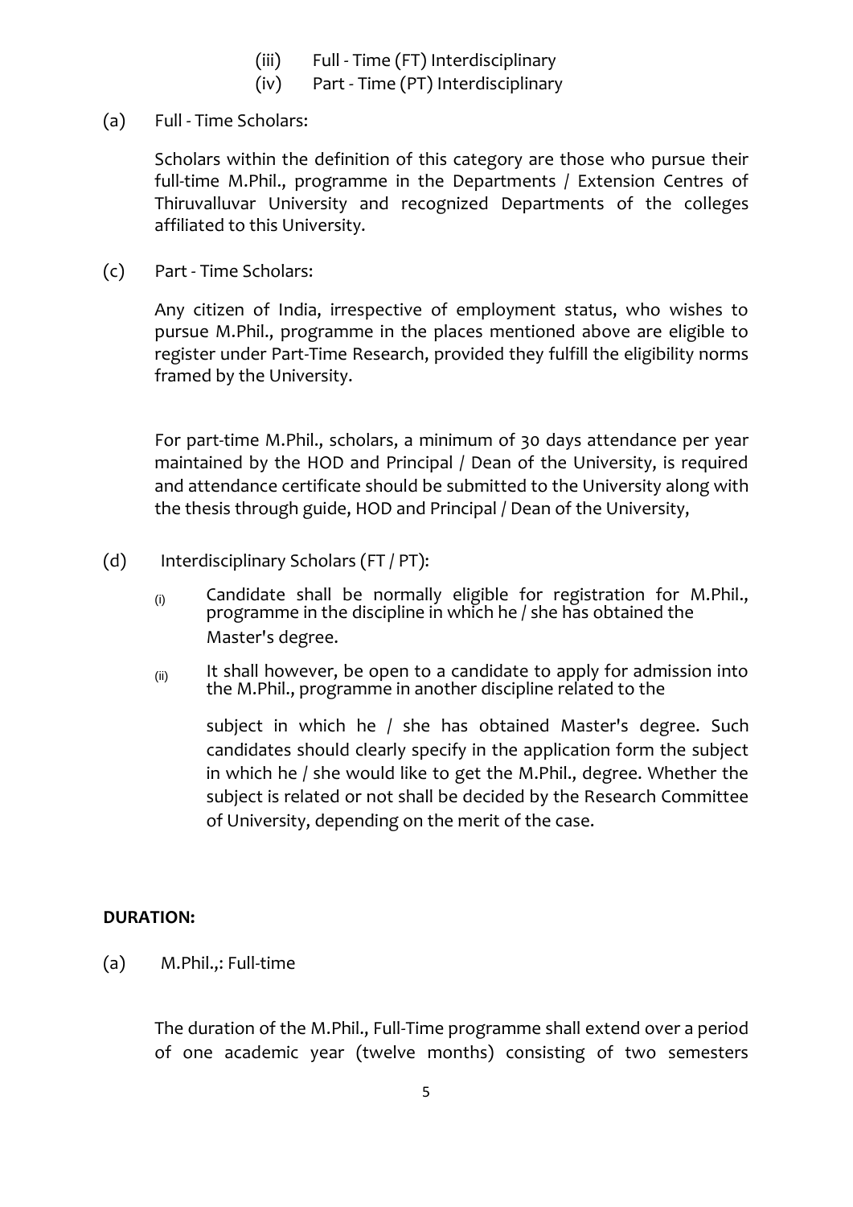(iii) Full - Time (FT) Interdisciplinary

(iv) Part - Time (PT) Interdisciplinary

(a) Full - Time Scholars:

Scholars within the definition of this category are those who pursue their full-time M.Phil., programme in the Departments / Extension Centres of Thiruvalluvar University and recognized Departments of the colleges affiliated to this University.

(c) Part - Time Scholars:

Any citizen of India, irrespective of employment status, who wishes to pursue M.Phil., programme in the places mentioned above are eligible to register under Part-Time Research, provided they fulfill the eligibility norms framed by the University.

For part-time M.Phil., scholars, a minimum of 30 days attendance per year maintained by the HOD and Principal / Dean of the University, is required and attendance certificate should be submitted to the University along with the thesis through guide, HOD and Principal / Dean of the University,

(d) Interdisciplinary Scholars (FT / PT):

(i) Candidate shall be normally eligible for registration for M.Phil., programme in the discipline in which he / she has obtained the Master's degree.

(ii) It shall however, be open to a candidate to apply for admission into the M.Phil., programme in another discipline related to the subject in which he / she has obtained Master's degree. Such candidates should clearly specify in the application form the subject in which he / she would like to get the M.Phil., degree. Whether the subject is related or not shall be decided by the Research Committee of University, depending on the merit of the case.

**DURATION:**

(a) M.Phil.,: Full-time

The duration of the M.Phil., Full-Time programme shall extend over a period of one academic year (twelve months) consisting of two semesters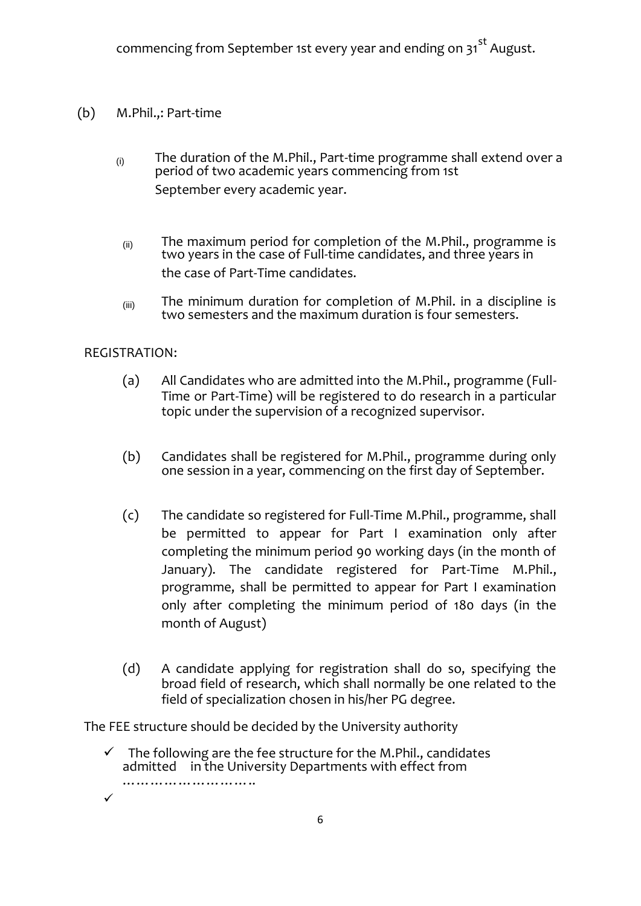commencing from September 1st every year and ending on 31st August.

(b) M.Phil.,: Part-time

(i) The duration of the M.Phil., Part-time programme shall extend over a period of two academic years commencing from 1st September every academic year.

(ii) The maximum period for completion of the M.Phil., programme is two years in the case of Full-time candidates, and three years in the case of Part-Time candidates.

(iii) The minimum duration for completion of M.Phil. in a discipline is two semesters and the maximum duration is four semesters.

REGISTRATION:

(a) All Candidates who are admitted into the M.Phil., programme (Full-Time or Part-Time) will be registered to do research in a particular topic under the supervision of a recognized supervisor.

(b) Candidates shall be registered for M.Phil., programme during only one session in a year, commencing on the first day of September.

(c) The candidate so registered for Full-Time M.Phil., programme, shall be permitted to appear for Part I examination only after completing the minimum period 90 working days (in the month of January). The candidate registered for Part-Time M.Phil., programme, shall be permitted to appear for Part I examination only after completing the minimum period of 180 days (in the month of August)

(d) A candidate applying for registration shall do so, specifying the broad field of research, which shall normally be one related to the field of specialization chosen in his/her PG degree.

The FEE structure should be decided by the University authority

- ✓ The following are the fee structure for the M.Phil., candidates admitted in the University Departments with effect from ………………………..
- ✓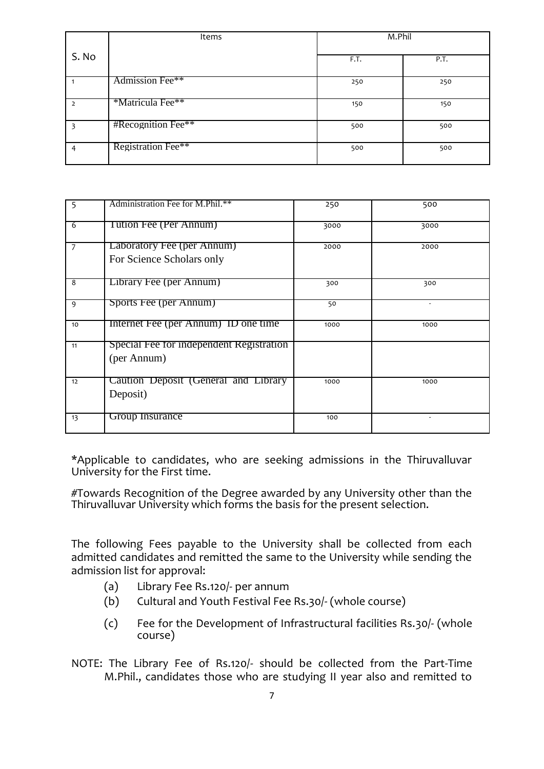| S. No | Items | M.Phil | |
|---|---|---|---|
| | | F.T. | P.T. |
| 1 | Admission Fee** | 250 | 250 |
| 2 | *Matricula Fee** | 150 | 150 |
| 3 | #Recognition Fee** | 500 | 500 |
| 4 | Registration Fee** | 500 | 500 |
| 5 | Administration Fee for M.Phil.** | 250 | 500 |
| 6 | Tution Fee (Per Annum) | 3000 | 3000 |
| 7 | Laboratory Fee (per Annum) For Science Scholars only | 2000 | 2000 |
| 8 | Library Fee (per Annum) | 300 | 300 |
| 9 | Sports Fee (per Annum) | 50 | - |
| 10 | Internet Fee (per Annum) ID one time | 1000 | 1000 |
| 11 | Special Fee for independent Registration (per Annum) | | |
| 12 | Caution Deposit (General and Library Deposit) | 1000 | 1000 |
| 13 | Group Insurance | 100 | - |

*Applicable to candidates, who are seeking admissions in the Thiruvalluvar University for the First time.

#Towards Recognition of the Degree awarded by any University other than the Thiruvalluvar University which forms the basis for the present selection.

The following Fees payable to the University shall be collected from each admitted candidates and remitted the same to the University while sending the admission list for approval:

(a) Library Fee Rs.120/- per annum
(b) Cultural and Youth Festival Fee Rs.30/- (whole course)
(c) Fee for the Development of Infrastructural facilities Rs.30/- (whole course)

NOTE: The Library Fee of Rs.120/- should be collected from the Part-Time M.Phil., candidates those who are studying II year also and remitted to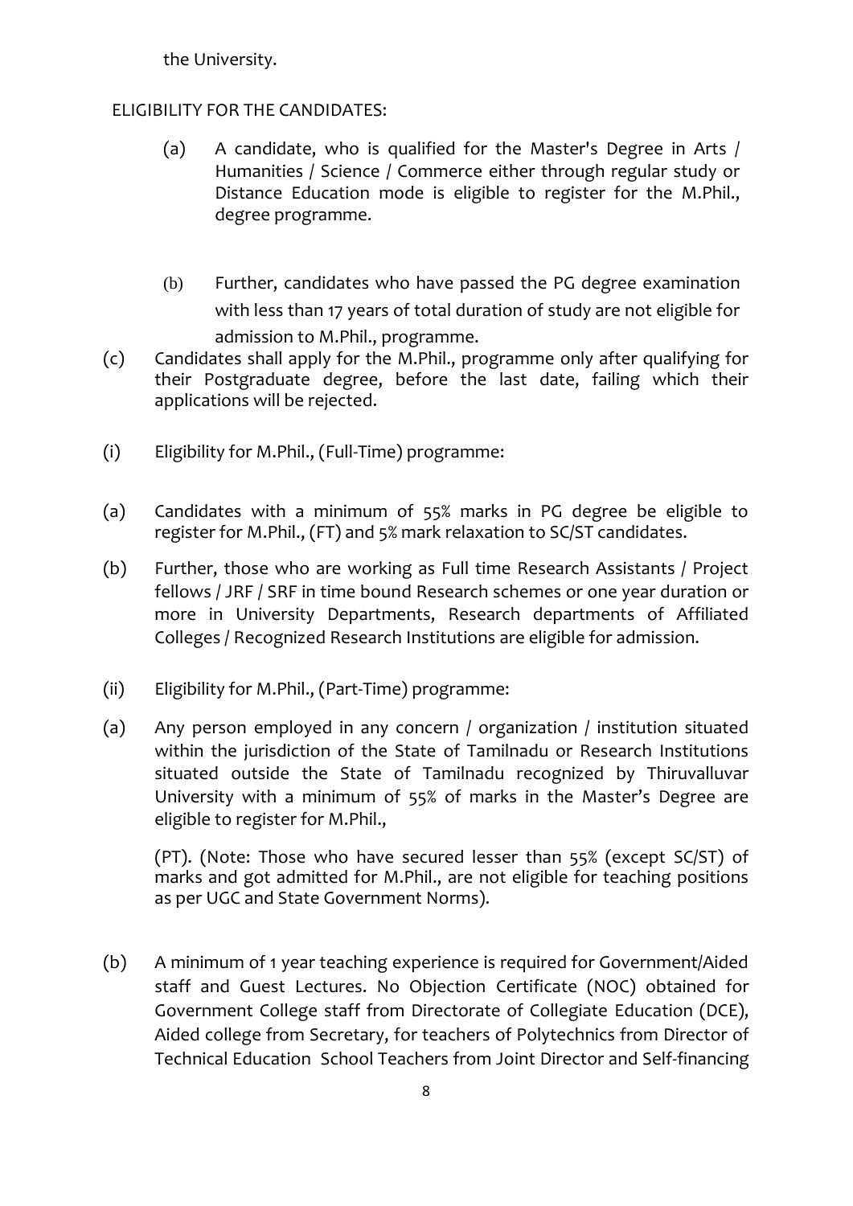the University.

ELIGIBILITY FOR THE CANDIDATES:

(a) A candidate, who is qualified for the Master's Degree in Arts / Humanities / Science / Commerce either through regular study or Distance Education mode is eligible to register for the M.Phil., degree programme.

(b) Further, candidates who have passed the PG degree examination with less than 17 years of total duration of study are not eligible for admission to M.Phil., programme.

(c) Candidates shall apply for the M.Phil., programme only after qualifying for their Postgraduate degree, before the last date, failing which their applications will be rejected.

(i) Eligibility for M.Phil., (Full-Time) programme:

(a) Candidates with a minimum of 55% marks in PG degree be eligible to register for M.Phil., (FT) and 5% mark relaxation to SC/ST candidates.

(b) Further, those who are working as Full time Research Assistants / Project fellows / JRF / SRF in time bound Research schemes or one year duration or more in University Departments, Research departments of Affiliated Colleges / Recognized Research Institutions are eligible for admission.

(ii) Eligibility for M.Phil., (Part-Time) programme:

(a) Any person employed in any concern / organization / institution situated within the jurisdiction of the State of Tamilnadu or Research Institutions situated outside the State of Tamilnadu recognized by Thiruvalluvar University with a minimum of 55% of marks in the Master's Degree are eligible to register for M.Phil.,

(PT). (Note: Those who have secured lesser than 55% (except SC/ST) of marks and got admitted for M.Phil., are not eligible for teaching positions as per UGC and State Government Norms).

(b) A minimum of 1 year teaching experience is required for Government/Aided staff and Guest Lectures. No Objection Certificate (NOC) obtained for Government College staff from Directorate of Collegiate Education (DCE), Aided college from Secretary, for teachers of Polytechnics from Director of Technical Education School Teachers from Joint Director and Self-financing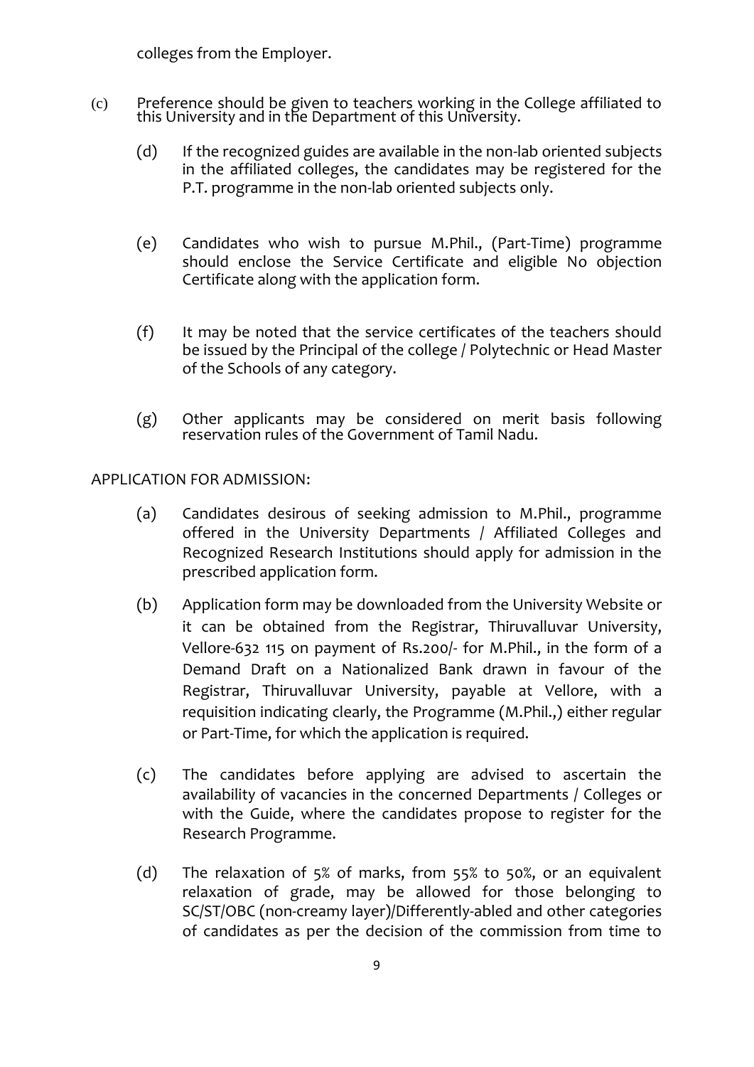colleges from the Employer.

(c) Preference should be given to teachers working in the College affiliated to this University and in the Department of this University.

(d) If the recognized guides are available in the non-lab oriented subjects in the affiliated colleges, the candidates may be registered for the P.T. programme in the non-lab oriented subjects only.

(e) Candidates who wish to pursue M.Phil., (Part-Time) programme should enclose the Service Certificate and eligible No objection Certificate along with the application form.

(f) It may be noted that the service certificates of the teachers should be issued by the Principal of the college / Polytechnic or Head Master of the Schools of any category.

(g) Other applicants may be considered on merit basis following reservation rules of the Government of Tamil Nadu.

APPLICATION FOR ADMISSION:

(a) Candidates desirous of seeking admission to M.Phil., programme offered in the University Departments / Affiliated Colleges and Recognized Research Institutions should apply for admission in the prescribed application form.

(b) Application form may be downloaded from the University Website or it can be obtained from the Registrar, Thiruvalluvar University, Vellore-632 115 on payment of Rs.200/- for M.Phil., in the form of a Demand Draft on a Nationalized Bank drawn in favour of the Registrar, Thiruvalluvar University, payable at Vellore, with a requisition indicating clearly, the Programme (M.Phil.,) either regular or Part-Time, for which the application is required.

(c) The candidates before applying are advised to ascertain the availability of vacancies in the concerned Departments / Colleges or with the Guide, where the candidates propose to register for the Research Programme.

(d) The relaxation of 5% of marks, from 55% to 50%, or an equivalent relaxation of grade, may be allowed for those belonging to SC/ST/OBC (non-creamy layer)/Differently-abled and other categories of candidates as per the decision of the commission from time to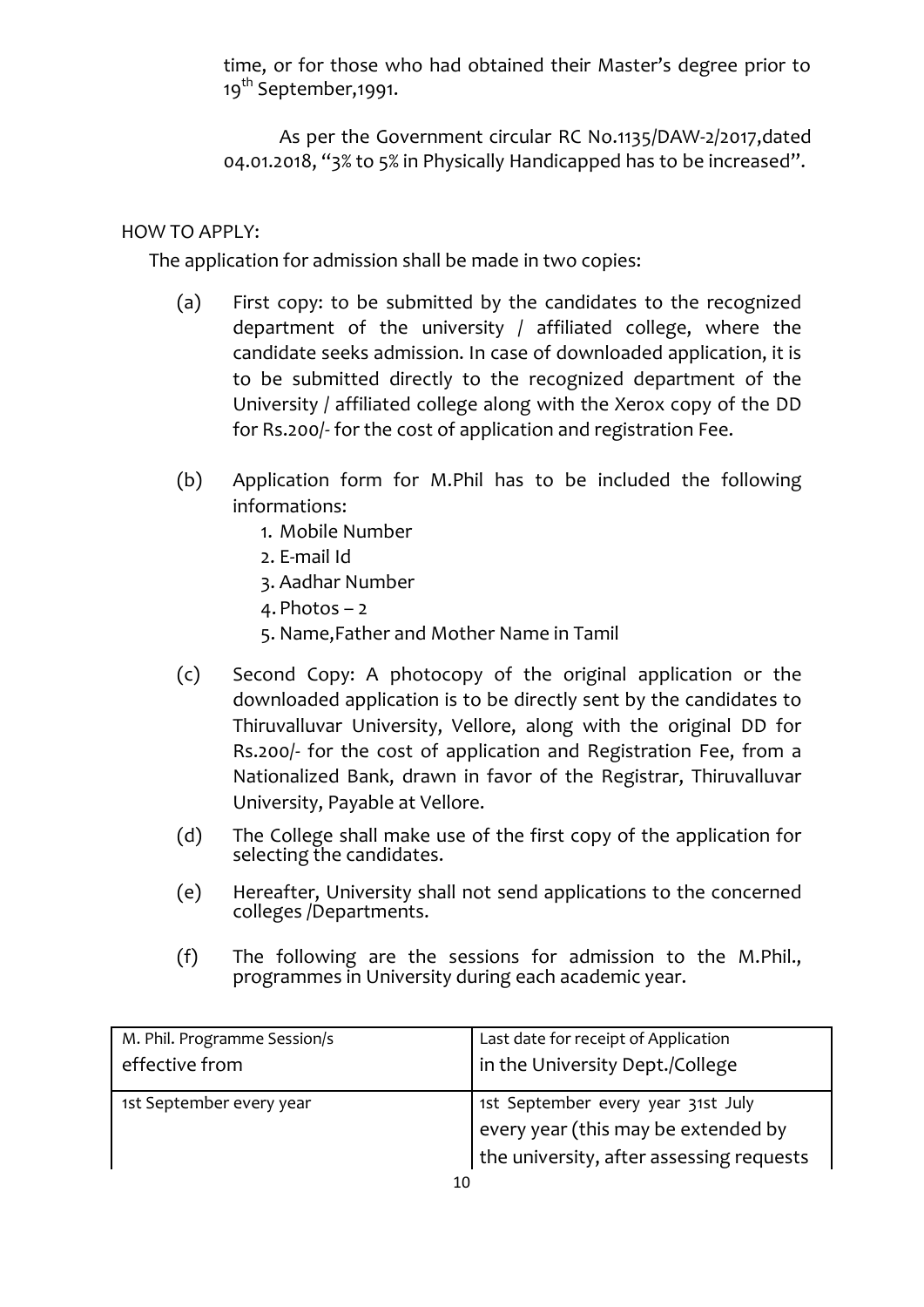time, or for those who had obtained their Master's degree prior to 19th September,1991.

As per the Government circular RC No.1135/DAW-2/2017,dated 04.01.2018, "3% to 5% in Physically Handicapped has to be increased".

HOW TO APPLY:

The application for admission shall be made in two copies:

(a) First copy: to be submitted by the candidates to the recognized department of the university / affiliated college, where the candidate seeks admission. In case of downloaded application, it is to be submitted directly to the recognized department of the University / affiliated college along with the Xerox copy of the DD for Rs.200/- for the cost of application and registration Fee.

(b) Application form for M.Phil has to be included the following informations:
   1. Mobile Number
   2. E-mail Id
   3. Aadhar Number
   4. Photos – 2
   5. Name,Father and Mother Name in Tamil

(c) Second Copy: A photocopy of the original application or the downloaded application is to be directly sent by the candidates to Thiruvalluvar University, Vellore, along with the original DD for Rs.200/- for the cost of application and Registration Fee, from a Nationalized Bank, drawn in favor of the Registrar, Thiruvalluvar University, Payable at Vellore.

(d) The College shall make use of the first copy of the application for selecting the candidates.

(e) Hereafter, University shall not send applications to the concerned colleges /Departments.

(f) The following are the sessions for admission to the M.Phil., programmes in University during each academic year.

| M. Phil. Programme Session/s effective from | Last date for receipt of Application in the University Dept./College |
|---|---|
| 1st September every year | 1st September every year 31st July every year (this may be extended by the university, after assessing requests |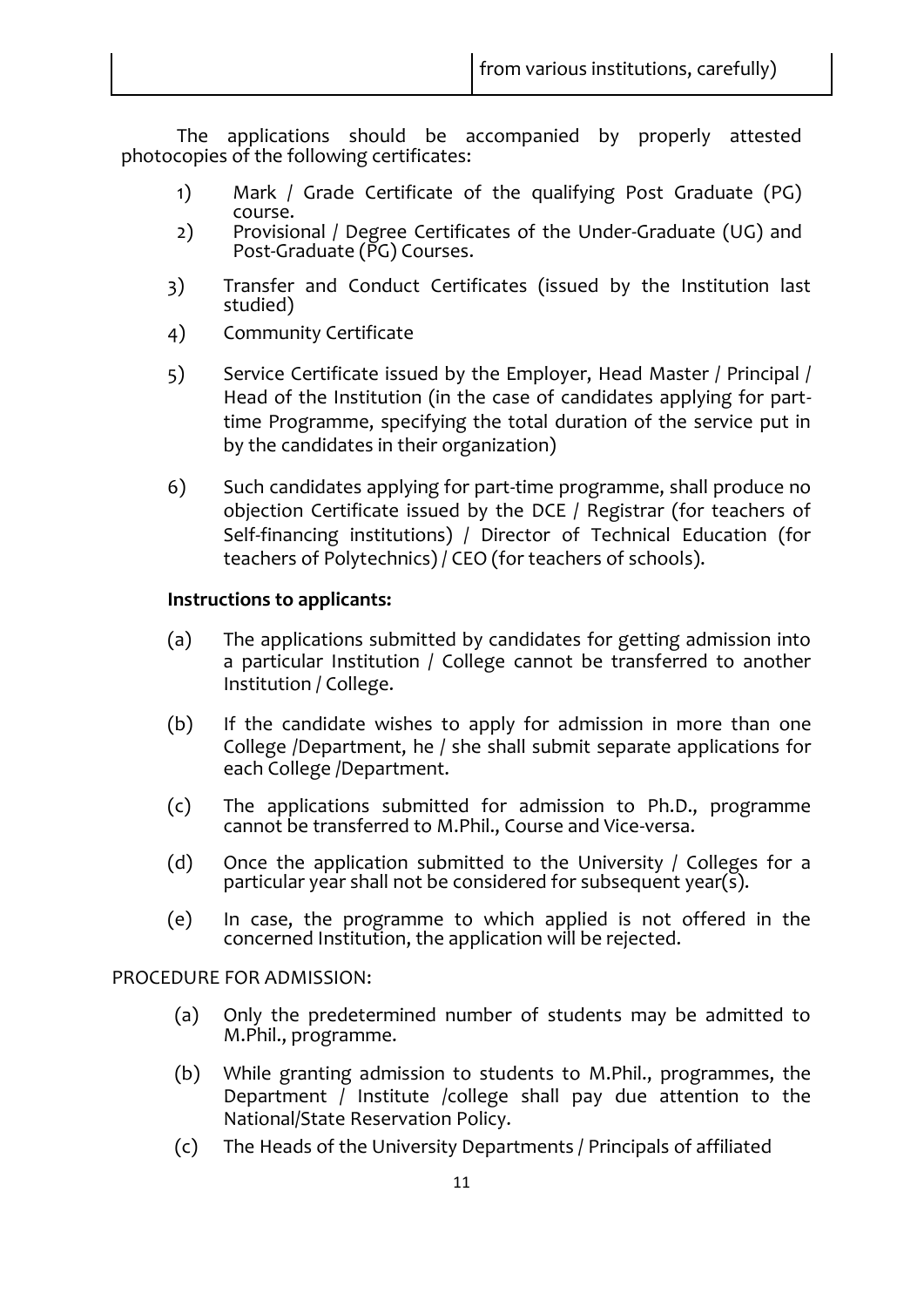| | from various institutions, carefully) |
|---|---|

The applications should be accompanied by properly attested photocopies of the following certificates:

1) Mark / Grade Certificate of the qualifying Post Graduate (PG) course.
2) Provisional / Degree Certificates of the Under-Graduate (UG) and Post-Graduate (PG) Courses.
3) Transfer and Conduct Certificates (issued by the Institution last studied)
4) Community Certificate
5) Service Certificate issued by the Employer, Head Master / Principal / Head of the Institution (in the case of candidates applying for part-time Programme, specifying the total duration of the service put in by the candidates in their organization)
6) Such candidates applying for part-time programme, shall produce no objection Certificate issued by the DCE / Registrar (for teachers of Self-financing institutions) / Director of Technical Education (for teachers of Polytechnics) / CEO (for teachers of schools).

**Instructions to applicants:**

(a) The applications submitted by candidates for getting admission into a particular Institution / College cannot be transferred to another Institution / College.

(b) If the candidate wishes to apply for admission in more than one College /Department, he / she shall submit separate applications for each College /Department.

(c) The applications submitted for admission to Ph.D., programme cannot be transferred to M.Phil., Course and Vice-versa.

(d) Once the application submitted to the University / Colleges for a particular year shall not be considered for subsequent year(s).

(e) In case, the programme to which applied is not offered in the concerned Institution, the application will be rejected.

PROCEDURE FOR ADMISSION:

(a) Only the predetermined number of students may be admitted to M.Phil., programme.

(b) While granting admission to students to M.Phil., programmes, the Department / Institute /college shall pay due attention to the National/State Reservation Policy.

(c) The Heads of the University Departments / Principals of affiliated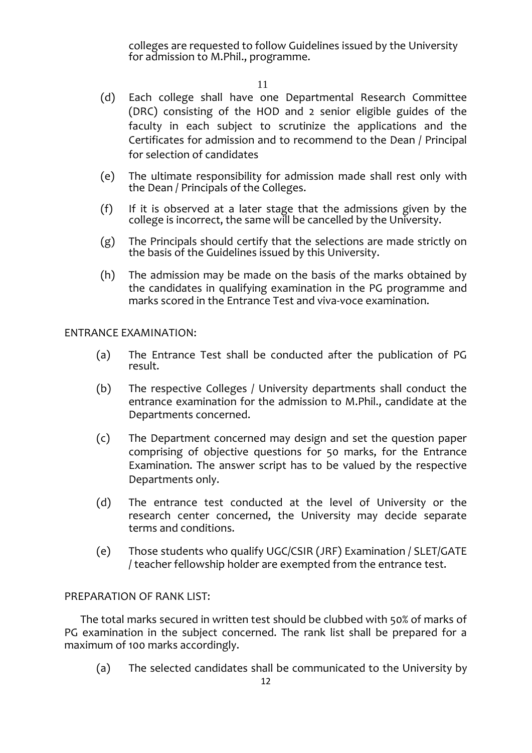colleges are requested to follow Guidelines issued by the University for admission to M.Phil., programme.

(d) Each college shall have one Departmental Research Committee (DRC) consisting of the HOD and 2 senior eligible guides of the faculty in each subject to scrutinize the applications and the Certificates for admission and to recommend to the Dean / Principal for selection of candidates

(e) The ultimate responsibility for admission made shall rest only with the Dean / Principals of the Colleges.

(f) If it is observed at a later stage that the admissions given by the college is incorrect, the same will be cancelled by the University.

(g) The Principals should certify that the selections are made strictly on the basis of the Guidelines issued by this University.

(h) The admission may be made on the basis of the marks obtained by the candidates in qualifying examination in the PG programme and marks scored in the Entrance Test and viva-voce examination.

ENTRANCE EXAMINATION:

(a) The Entrance Test shall be conducted after the publication of PG result.

(b) The respective Colleges / University departments shall conduct the entrance examination for the admission to M.Phil., candidate at the Departments concerned.

(c) The Department concerned may design and set the question paper comprising of objective questions for 50 marks, for the Entrance Examination. The answer script has to be valued by the respective Departments only.

(d) The entrance test conducted at the level of University or the research center concerned, the University may decide separate terms and conditions.

(e) Those students who qualify UGC/CSIR (JRF) Examination / SLET/GATE / teacher fellowship holder are exempted from the entrance test.

PREPARATION OF RANK LIST:

The total marks secured in written test should be clubbed with 50% of marks of PG examination in the subject concerned. The rank list shall be prepared for a maximum of 100 marks accordingly.

(a) The selected candidates shall be communicated to the University by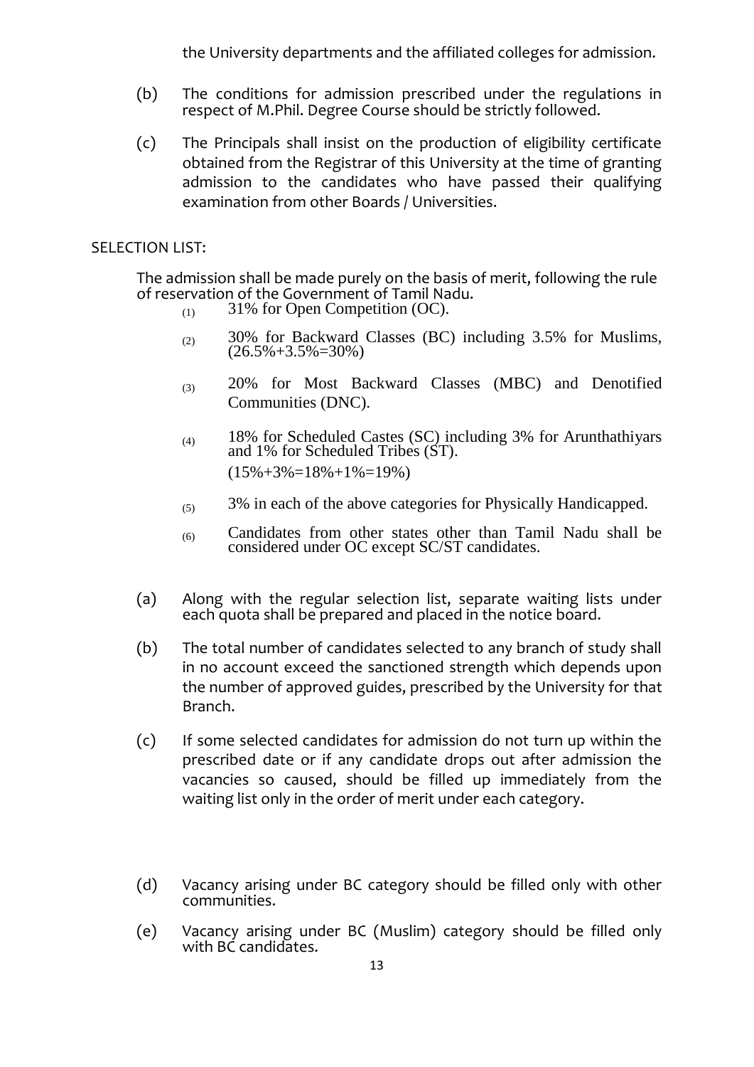the University departments and the affiliated colleges for admission.

(b) The conditions for admission prescribed under the regulations in respect of M.Phil. Degree Course should be strictly followed.

(c) The Principals shall insist on the production of eligibility certificate obtained from the Registrar of this University at the time of granting admission to the candidates who have passed their qualifying examination from other Boards / Universities.

SELECTION LIST:

The admission shall be made purely on the basis of merit, following the rule of reservation of the Government of Tamil Nadu.

(1) 31% for Open Competition (OC).

(2) 30% for Backward Classes (BC) including 3.5% for Muslims, (26.5%+3.5%=30%)

(3) 20% for Most Backward Classes (MBC) and Denotified Communities (DNC).

(4) 18% for Scheduled Castes (SC) including 3% for Arunthathiyars and 1% for Scheduled Tribes (ST).
(15%+3%=18%+1%=19%)

(5) 3% in each of the above categories for Physically Handicapped.

(6) Candidates from other states other than Tamil Nadu shall be considered under OC except SC/ST candidates.

(a) Along with the regular selection list, separate waiting lists under each quota shall be prepared and placed in the notice board.

(b) The total number of candidates selected to any branch of study shall in no account exceed the sanctioned strength which depends upon the number of approved guides, prescribed by the University for that Branch.

(c) If some selected candidates for admission do not turn up within the prescribed date or if any candidate drops out after admission the vacancies so caused, should be filled up immediately from the waiting list only in the order of merit under each category.

(d) Vacancy arising under BC category should be filled only with other communities.

(e) Vacancy arising under BC (Muslim) category should be filled only with BC candidates.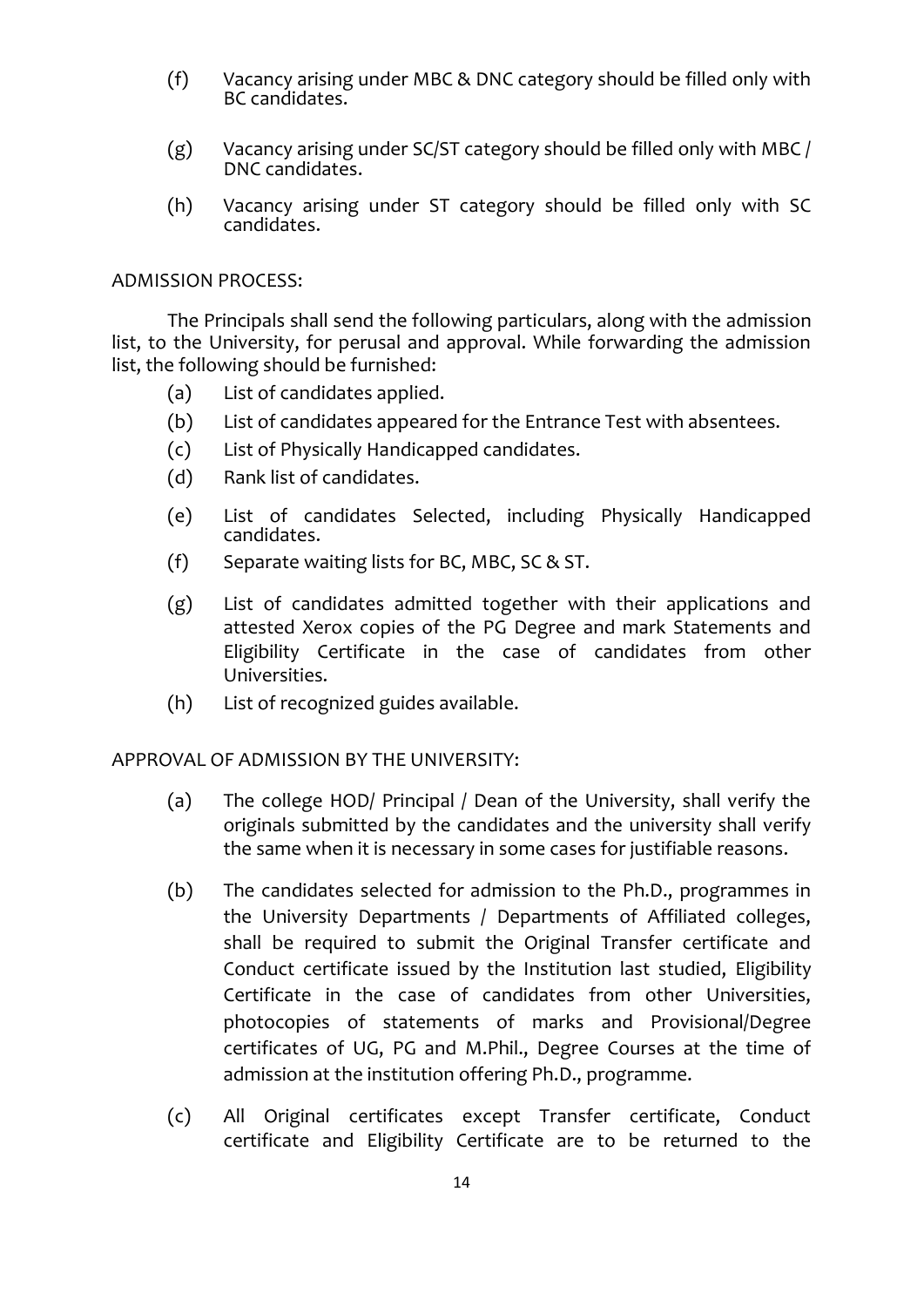(f) Vacancy arising under MBC & DNC category should be filled only with BC candidates.

(g) Vacancy arising under SC/ST category should be filled only with MBC / DNC candidates.

(h) Vacancy arising under ST category should be filled only with SC candidates.

ADMISSION PROCESS:

The Principals shall send the following particulars, along with the admission list, to the University, for perusal and approval. While forwarding the admission list, the following should be furnished:

(a) List of candidates applied.

(b) List of candidates appeared for the Entrance Test with absentees.

(c) List of Physically Handicapped candidates.

(d) Rank list of candidates.

(e) List of candidates Selected, including Physically Handicapped candidates.

(f) Separate waiting lists for BC, MBC, SC & ST.

(g) List of candidates admitted together with their applications and attested Xerox copies of the PG Degree and mark Statements and Eligibility Certificate in the case of candidates from other Universities.

(h) List of recognized guides available.

APPROVAL OF ADMISSION BY THE UNIVERSITY:

(a) The college HOD/ Principal / Dean of the University, shall verify the originals submitted by the candidates and the university shall verify the same when it is necessary in some cases for justifiable reasons.

(b) The candidates selected for admission to the Ph.D., programmes in the University Departments / Departments of Affiliated colleges, shall be required to submit the Original Transfer certificate and Conduct certificate issued by the Institution last studied, Eligibility Certificate in the case of candidates from other Universities, photocopies of statements of marks and Provisional/Degree certificates of UG, PG and M.Phil., Degree Courses at the time of admission at the institution offering Ph.D., programme.

(c) All Original certificates except Transfer certificate, Conduct certificate and Eligibility Certificate are to be returned to the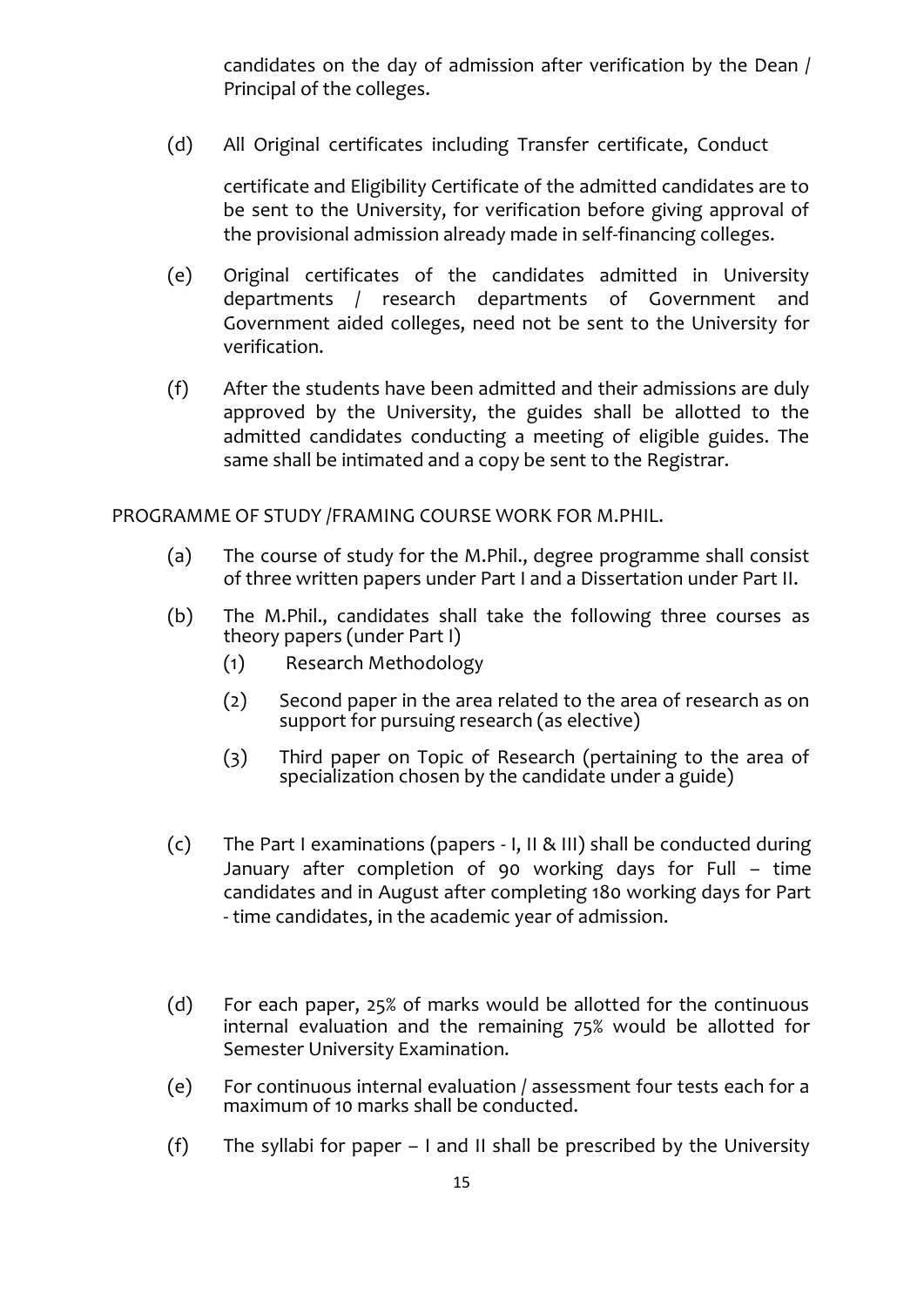candidates on the day of admission after verification by the Dean / Principal of the colleges.

(d) All Original certificates including Transfer certificate, Conduct certificate and Eligibility Certificate of the admitted candidates are to be sent to the University, for verification before giving approval of the provisional admission already made in self-financing colleges.

(e) Original certificates of the candidates admitted in University departments / research departments of Government and Government aided colleges, need not be sent to the University for verification.

(f) After the students have been admitted and their admissions are duly approved by the University, the guides shall be allotted to the admitted candidates conducting a meeting of eligible guides. The same shall be intimated and a copy be sent to the Registrar.

PROGRAMME OF STUDY /FRAMING COURSE WORK FOR M.PHIL.

(a) The course of study for the M.Phil., degree programme shall consist of three written papers under Part I and a Dissertation under Part II.

(b) The M.Phil., candidates shall take the following three courses as theory papers (under Part I)

   (1) Research Methodology

   (2) Second paper in the area related to the area of research as on support for pursuing research (as elective)

   (3) Third paper on Topic of Research (pertaining to the area of specialization chosen by the candidate under a guide)

(c) The Part I examinations (papers - I, II & III) shall be conducted during January after completion of 90 working days for Full – time candidates and in August after completing 180 working days for Part - time candidates, in the academic year of admission.

(d) For each paper, 25% of marks would be allotted for the continuous internal evaluation and the remaining 75% would be allotted for Semester University Examination.

(e) For continuous internal evaluation / assessment four tests each for a maximum of 10 marks shall be conducted.

(f) The syllabi for paper – I and II shall be prescribed by the University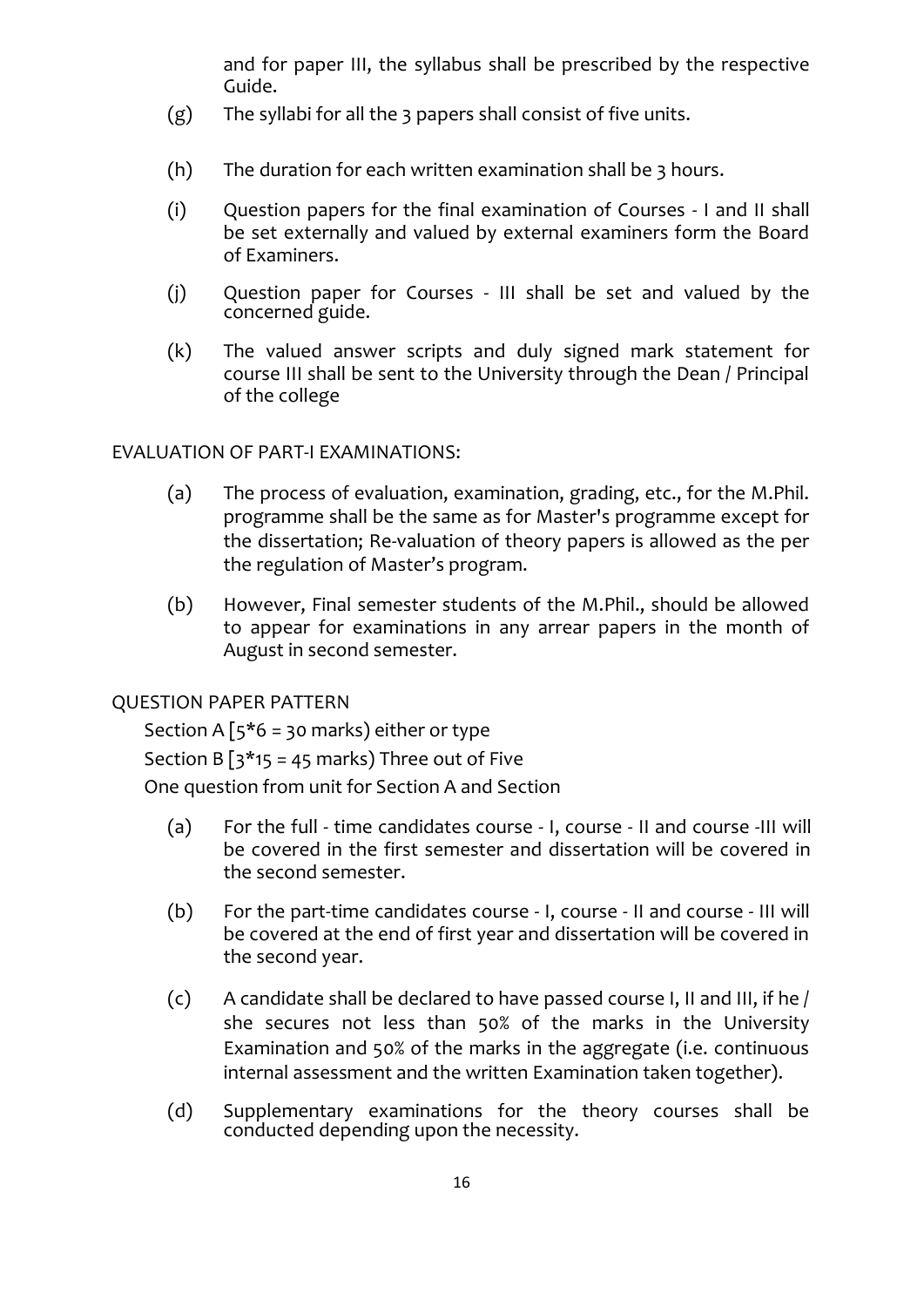and for paper III, the syllabus shall be prescribed by the respective Guide.

(g) The syllabi for all the 3 papers shall consist of five units.

(h) The duration for each written examination shall be 3 hours.

(i) Question papers for the final examination of Courses - I and II shall be set externally and valued by external examiners form the Board of Examiners.

(j) Question paper for Courses - III shall be set and valued by the concerned guide.

(k) The valued answer scripts and duly signed mark statement for course III shall be sent to the University through the Dean / Principal of the college

EVALUATION OF PART-I EXAMINATIONS:

(a) The process of evaluation, examination, grading, etc., for the M.Phil. programme shall be the same as for Master's programme except for the dissertation; Re-valuation of theory papers is allowed as the per the regulation of Master's program.

(b) However, Final semester students of the M.Phil., should be allowed to appear for examinations in any arrear papers in the month of August in second semester.

QUESTION PAPER PATTERN

Section A [5*6 = 30 marks) either or type

Section B [3*15 = 45 marks) Three out of Five

One question from unit for Section A and Section

(a) For the full - time candidates course - I, course - II and course -III will be covered in the first semester and dissertation will be covered in the second semester.

(b) For the part-time candidates course - I, course - II and course - III will be covered at the end of first year and dissertation will be covered in the second year.

(c) A candidate shall be declared to have passed course I, II and III, if he / she secures not less than 50% of the marks in the University Examination and 50% of the marks in the aggregate (i.e. continuous internal assessment and the written Examination taken together).

(d) Supplementary examinations for the theory courses shall be conducted depending upon the necessity.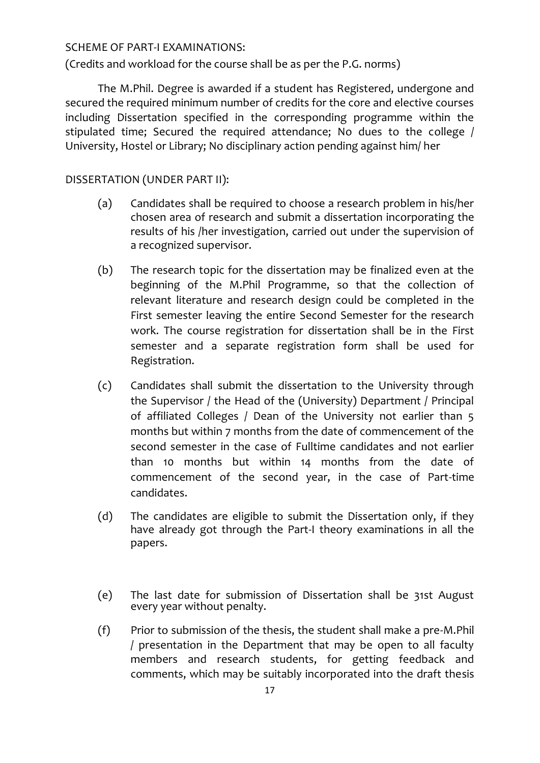SCHEME OF PART-I EXAMINATIONS:

(Credits and workload for the course shall be as per the P.G. norms)

The M.Phil. Degree is awarded if a student has Registered, undergone and secured the required minimum number of credits for the core and elective courses including Dissertation specified in the corresponding programme within the stipulated time; Secured the required attendance; No dues to the college / University, Hostel or Library; No disciplinary action pending against him/ her

DISSERTATION (UNDER PART II):

(a) Candidates shall be required to choose a research problem in his/her chosen area of research and submit a dissertation incorporating the results of his /her investigation, carried out under the supervision of a recognized supervisor.

(b) The research topic for the dissertation may be finalized even at the beginning of the M.Phil Programme, so that the collection of relevant literature and research design could be completed in the First semester leaving the entire Second Semester for the research work. The course registration for dissertation shall be in the First semester and a separate registration form shall be used for Registration.

(c) Candidates shall submit the dissertation to the University through the Supervisor / the Head of the (University) Department / Principal of affiliated Colleges / Dean of the University not earlier than 5 months but within 7 months from the date of commencement of the second semester in the case of Fulltime candidates and not earlier than 10 months but within 14 months from the date of commencement of the second year, in the case of Part-time candidates.

(d) The candidates are eligible to submit the Dissertation only, if they have already got through the Part-I theory examinations in all the papers.

(e) The last date for submission of Dissertation shall be 31st August every year without penalty.

(f) Prior to submission of the thesis, the student shall make a pre-M.Phil / presentation in the Department that may be open to all faculty members and research students, for getting feedback and comments, which may be suitably incorporated into the draft thesis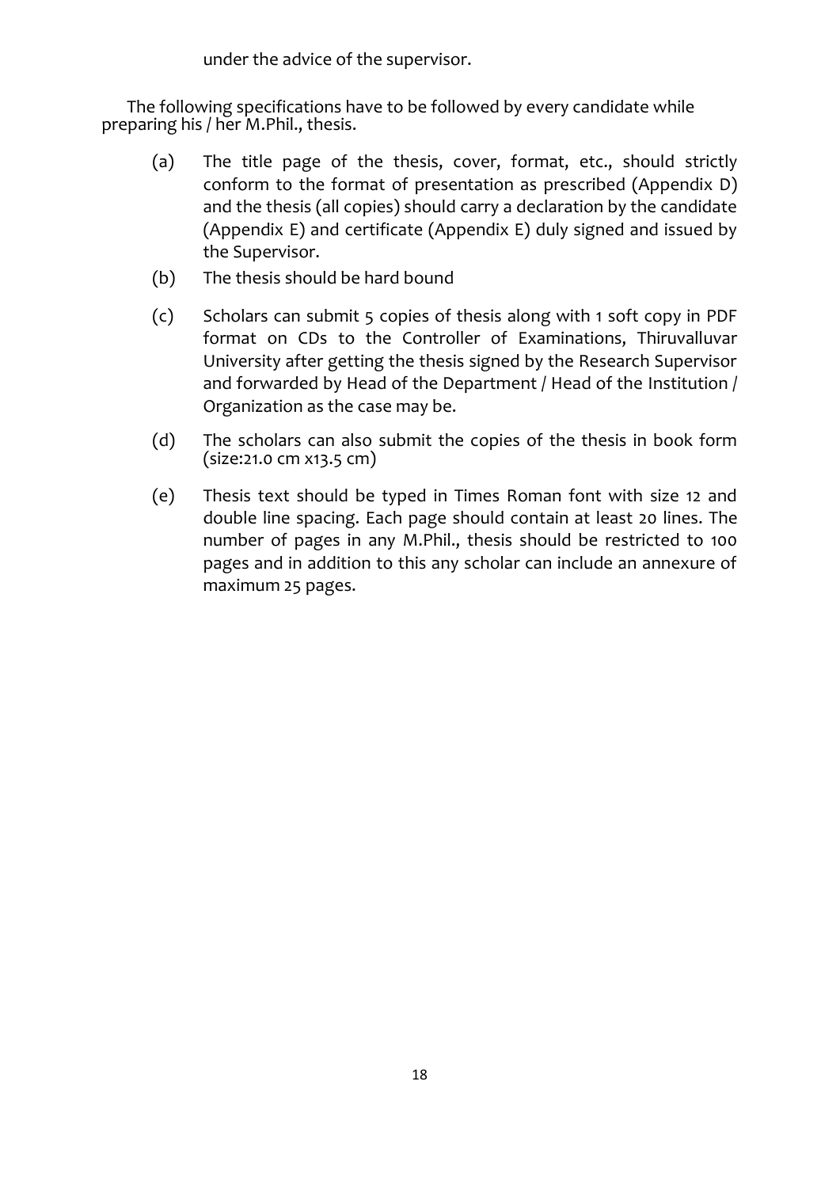under the advice of the supervisor.

The following specifications have to be followed by every candidate while preparing his / her M.Phil., thesis.

(a) The title page of the thesis, cover, format, etc., should strictly conform to the format of presentation as prescribed (Appendix D) and the thesis (all copies) should carry a declaration by the candidate (Appendix E) and certificate (Appendix E) duly signed and issued by the Supervisor.

(b) The thesis should be hard bound

(c) Scholars can submit 5 copies of thesis along with 1 soft copy in PDF format on CDs to the Controller of Examinations, Thiruvalluvar University after getting the thesis signed by the Research Supervisor and forwarded by Head of the Department / Head of the Institution / Organization as the case may be.

(d) The scholars can also submit the copies of the thesis in book form (size:21.0 cm x13.5 cm)

(e) Thesis text should be typed in Times Roman font with size 12 and double line spacing. Each page should contain at least 20 lines. The number of pages in any M.Phil., thesis should be restricted to 100 pages and in addition to this any scholar can include an annexure of maximum 25 pages.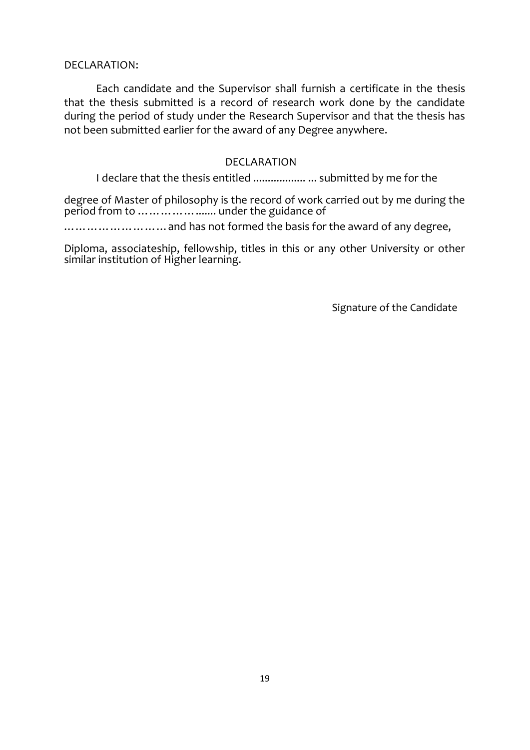DECLARATION:

Each candidate and the Supervisor shall furnish a certificate in the thesis that the thesis submitted is a record of research work done by the candidate during the period of study under the Research Supervisor and that the thesis has not been submitted earlier for the award of any Degree anywhere.

DECLARATION

I declare that the thesis entitled .................. ... submitted by me for the

degree of Master of philosophy is the record of work carried out by me during the period from to ………………....... under the guidance of

……………………… and has not formed the basis for the award of any degree,

Diploma, associateship, fellowship, titles in this or any other University or other similar institution of Higher learning.

Signature of the Candidate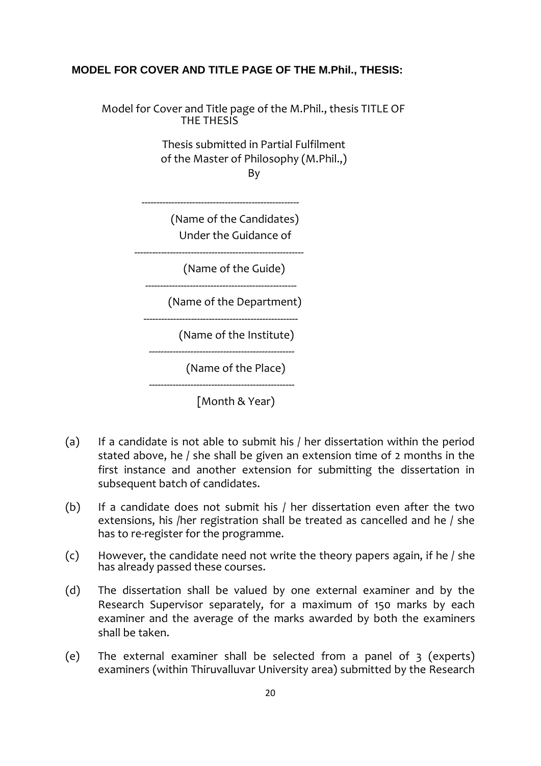**MODEL FOR COVER AND TITLE PAGE OF THE M.Phil., THESIS:**

Model for Cover and Title page of the M.Phil., thesis TITLE OF THE THESIS

Thesis submitted in Partial Fulfilment
of the Master of Philosophy (M.Phil.,)
By

-----------------------------------------------------

(Name of the Candidates)
Under the Guidance of

---------------------------------------------------------

(Name of the Guide)

---------------------------------------------------

(Name of the Department)

----------------------------------------------------

(Name of the Institute)

-------------------------------------------------

(Name of the Place)

-------------------------------------------------

[Month & Year)

(a) If a candidate is not able to submit his / her dissertation within the period stated above, he / she shall be given an extension time of 2 months in the first instance and another extension for submitting the dissertation in subsequent batch of candidates.

(b) If a candidate does not submit his / her dissertation even after the two extensions, his /her registration shall be treated as cancelled and he / she has to re-register for the programme.

(c) However, the candidate need not write the theory papers again, if he / she has already passed these courses.

(d) The dissertation shall be valued by one external examiner and by the Research Supervisor separately, for a maximum of 150 marks by each examiner and the average of the marks awarded by both the examiners shall be taken.

(e) The external examiner shall be selected from a panel of 3 (experts) examiners (within Thiruvalluvar University area) submitted by the Research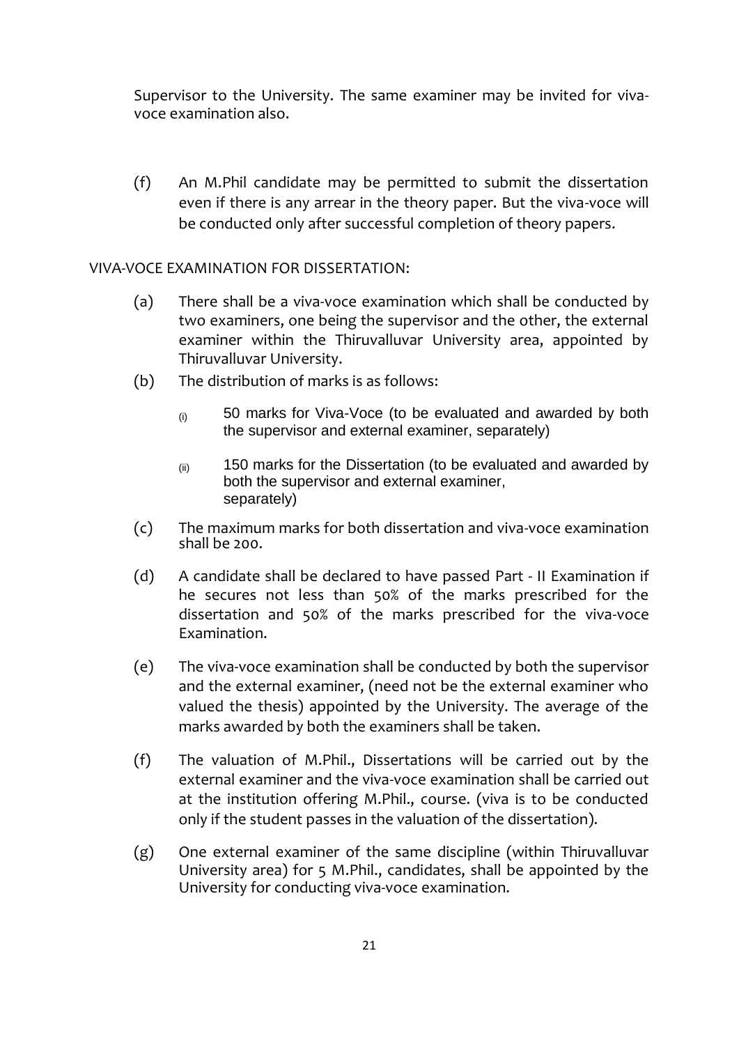Supervisor to the University. The same examiner may be invited for viva-voce examination also.

(f) An M.Phil candidate may be permitted to submit the dissertation even if there is any arrear in the theory paper. But the viva-voce will be conducted only after successful completion of theory papers.

VIVA-VOCE EXAMINATION FOR DISSERTATION:

(a) There shall be a viva-voce examination which shall be conducted by two examiners, one being the supervisor and the other, the external examiner within the Thiruvalluvar University area, appointed by Thiruvalluvar University.

(b) The distribution of marks is as follows:

   (i) 50 marks for Viva-Voce (to be evaluated and awarded by both the supervisor and external examiner, separately)

   (ii) 150 marks for the Dissertation (to be evaluated and awarded by both the supervisor and external examiner, separately)

(c) The maximum marks for both dissertation and viva-voce examination shall be 200.

(d) A candidate shall be declared to have passed Part - II Examination if he secures not less than 50% of the marks prescribed for the dissertation and 50% of the marks prescribed for the viva-voce Examination.

(e) The viva-voce examination shall be conducted by both the supervisor and the external examiner, (need not be the external examiner who valued the thesis) appointed by the University. The average of the marks awarded by both the examiners shall be taken.

(f) The valuation of M.Phil., Dissertations will be carried out by the external examiner and the viva-voce examination shall be carried out at the institution offering M.Phil., course. (viva is to be conducted only if the student passes in the valuation of the dissertation).

(g) One external examiner of the same discipline (within Thiruvalluvar University area) for 5 M.Phil., candidates, shall be appointed by the University for conducting viva-voce examination.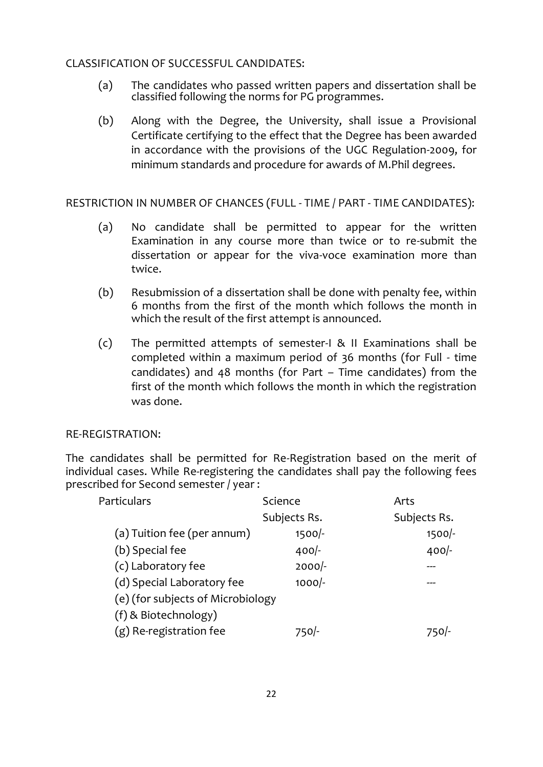CLASSIFICATION OF SUCCESSFUL CANDIDATES:

(a) The candidates who passed written papers and dissertation shall be classified following the norms for PG programmes.

(b) Along with the Degree, the University, shall issue a Provisional Certificate certifying to the effect that the Degree has been awarded in accordance with the provisions of the UGC Regulation-2009, for minimum standards and procedure for awards of M.Phil degrees.

RESTRICTION IN NUMBER OF CHANCES (FULL - TIME / PART - TIME CANDIDATES):

(a) No candidate shall be permitted to appear for the written Examination in any course more than twice or to re-submit the dissertation or appear for the viva-voce examination more than twice.

(b) Resubmission of a dissertation shall be done with penalty fee, within 6 months from the first of the month which follows the month in which the result of the first attempt is announced.

(c) The permitted attempts of semester-I & II Examinations shall be completed within a maximum period of 36 months (for Full - time candidates) and 48 months (for Part – Time candidates) from the first of the month which follows the month in which the registration was done.

RE-REGISTRATION:

The candidates shall be permitted for Re-Registration based on the merit of individual cases. While Re-registering the candidates shall pay the following fees prescribed for Second semester / year :

| Particulars | Science Subjects Rs. | Arts Subjects Rs. |
|---|---|---|
| (a) Tuition fee (per annum) | 1500/- | 1500/- |
| (b) Special fee | 400/- | 400/- |
| (c) Laboratory fee | 2000/- | --- |
| (d) Special Laboratory fee | 1000/- | --- |
| (e) (for subjects of Microbiology | | |
| (f) & Biotechnology) | | |
| (g) Re-registration fee | 750/- | 750/- |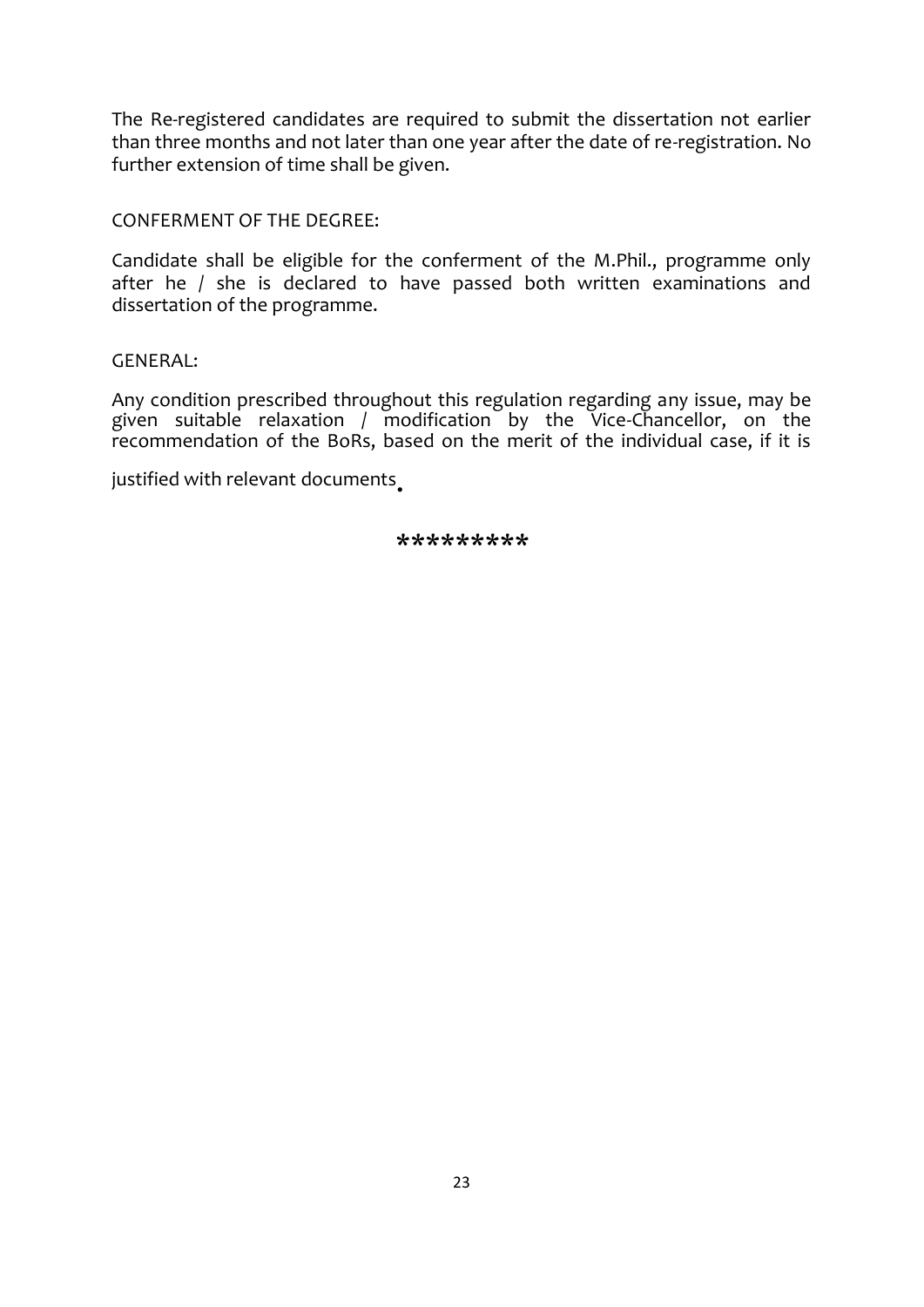The Re-registered candidates are required to submit the dissertation not earlier than three months and not later than one year after the date of re-registration. No further extension of time shall be given.

CONFERMENT OF THE DEGREE:

Candidate shall be eligible for the conferment of the M.Phil., programme only after he / she is declared to have passed both written examinations and dissertation of the programme.

GENERAL:

Any condition prescribed throughout this regulation regarding any issue, may be given suitable relaxation / modification by the Vice-Chancellor, on the recommendation of the BoRs, based on the merit of the individual case, if it is justified with relevant documents.

*********